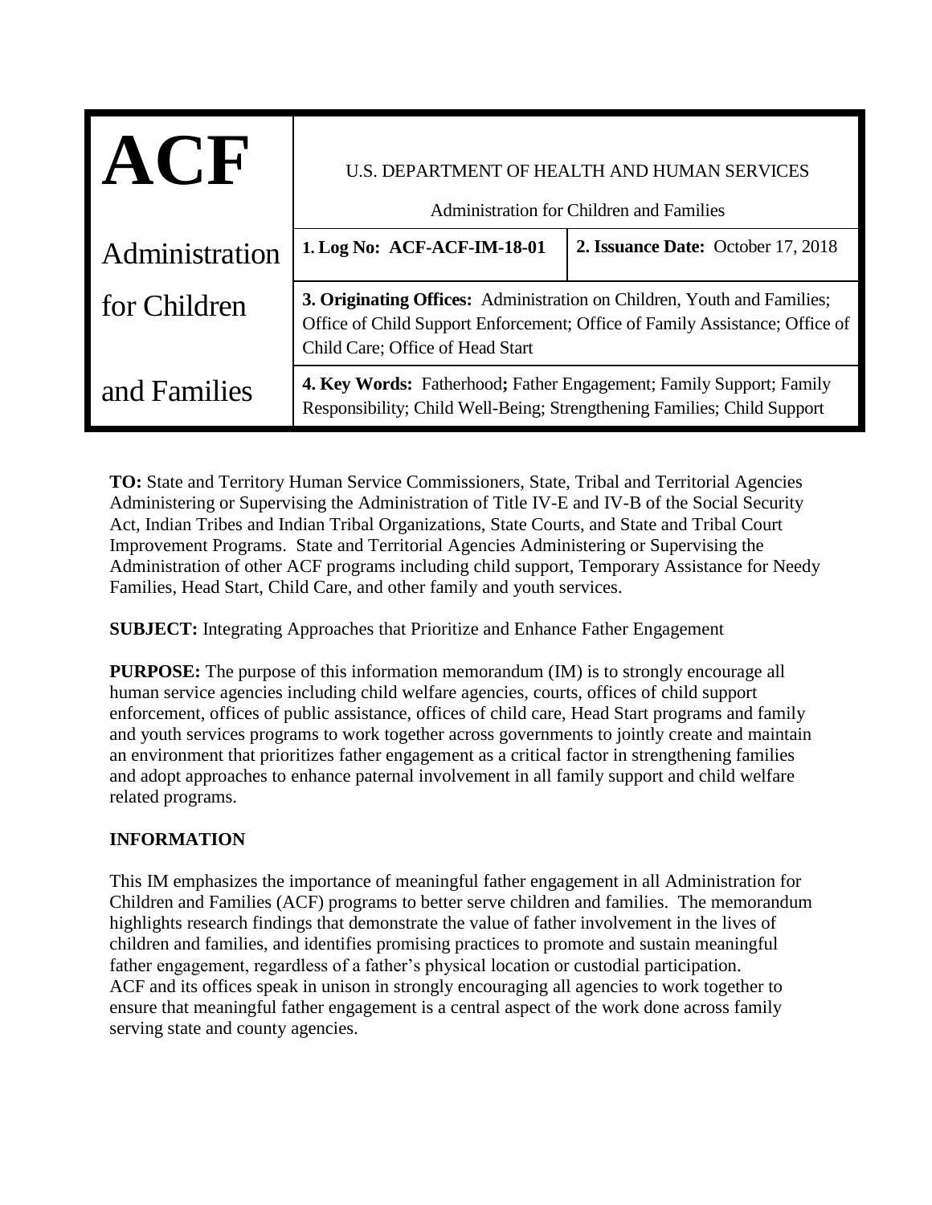| ACF | U.S. DEPARTMENT OF HEALTH AND HUMAN SERVICES<br>Administration for Children and Families | |
|---|---|---|
| Administration | **1. Log No: ACF-ACF-IM-18-01** | **2. Issuance Date:** October 17, 2018 |
| for Children | **3. Originating Offices:** Administration on Children, Youth and Families; Office of Child Support Enforcement; Office of Family Assistance; Office of Child Care; Office of Head Start | |
| and Families | **4. Key Words:** Fatherhood**;** Father Engagement; Family Support; Family Responsibility; Child Well-Being; Strengthening Families; Child Support | |

**TO:** State and Territory Human Service Commissioners, State, Tribal and Territorial Agencies Administering or Supervising the Administration of Title IV-E and IV-B of the Social Security Act, Indian Tribes and Indian Tribal Organizations, State Courts, and State and Tribal Court Improvement Programs. State and Territorial Agencies Administering or Supervising the Administration of other ACF programs including child support, Temporary Assistance for Needy Families, Head Start, Child Care, and other family and youth services.

**SUBJECT:** Integrating Approaches that Prioritize and Enhance Father Engagement

**PURPOSE:** The purpose of this information memorandum (IM) is to strongly encourage all human service agencies including child welfare agencies, courts, offices of child support enforcement, offices of public assistance, offices of child care, Head Start programs and family and youth services programs to work together across governments to jointly create and maintain an environment that prioritizes father engagement as a critical factor in strengthening families and adopt approaches to enhance paternal involvement in all family support and child welfare related programs.

**INFORMATION**

This IM emphasizes the importance of meaningful father engagement in all Administration for Children and Families (ACF) programs to better serve children and families. The memorandum highlights research findings that demonstrate the value of father involvement in the lives of children and families, and identifies promising practices to promote and sustain meaningful father engagement, regardless of a father's physical location or custodial participation. ACF and its offices speak in unison in strongly encouraging all agencies to work together to ensure that meaningful father engagement is a central aspect of the work done across family serving state and county agencies.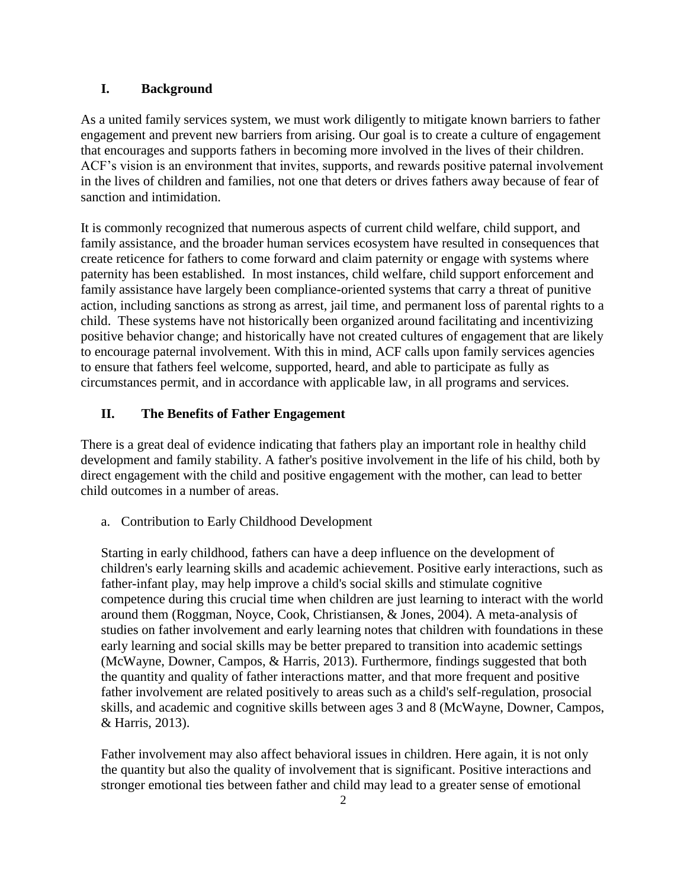## I. Background

As a united family services system, we must work diligently to mitigate known barriers to father engagement and prevent new barriers from arising. Our goal is to create a culture of engagement that encourages and supports fathers in becoming more involved in the lives of their children. ACF's vision is an environment that invites, supports, and rewards positive paternal involvement in the lives of children and families, not one that deters or drives fathers away because of fear of sanction and intimidation.

It is commonly recognized that numerous aspects of current child welfare, child support, and family assistance, and the broader human services ecosystem have resulted in consequences that create reticence for fathers to come forward and claim paternity or engage with systems where paternity has been established. In most instances, child welfare, child support enforcement and family assistance have largely been compliance-oriented systems that carry a threat of punitive action, including sanctions as strong as arrest, jail time, and permanent loss of parental rights to a child. These systems have not historically been organized around facilitating and incentivizing positive behavior change; and historically have not created cultures of engagement that are likely to encourage paternal involvement. With this in mind, ACF calls upon family services agencies to ensure that fathers feel welcome, supported, heard, and able to participate as fully as circumstances permit, and in accordance with applicable law, in all programs and services.

## II. The Benefits of Father Engagement

There is a great deal of evidence indicating that fathers play an important role in healthy child development and family stability. A father's positive involvement in the life of his child, both by direct engagement with the child and positive engagement with the mother, can lead to better child outcomes in a number of areas.

### a. Contribution to Early Childhood Development

Starting in early childhood, fathers can have a deep influence on the development of children's early learning skills and academic achievement. Positive early interactions, such as father-infant play, may help improve a child's social skills and stimulate cognitive competence during this crucial time when children are just learning to interact with the world around them (Roggman, Noyce, Cook, Christiansen, & Jones, 2004). A meta-analysis of studies on father involvement and early learning notes that children with foundations in these early learning and social skills may be better prepared to transition into academic settings (McWayne, Downer, Campos, & Harris, 2013). Furthermore, findings suggested that both the quantity and quality of father interactions matter, and that more frequent and positive father involvement are related positively to areas such as a child's self-regulation, prosocial skills, and academic and cognitive skills between ages 3 and 8 (McWayne, Downer, Campos, & Harris, 2013).

Father involvement may also affect behavioral issues in children. Here again, it is not only the quantity but also the quality of involvement that is significant. Positive interactions and stronger emotional ties between father and child may lead to a greater sense of emotional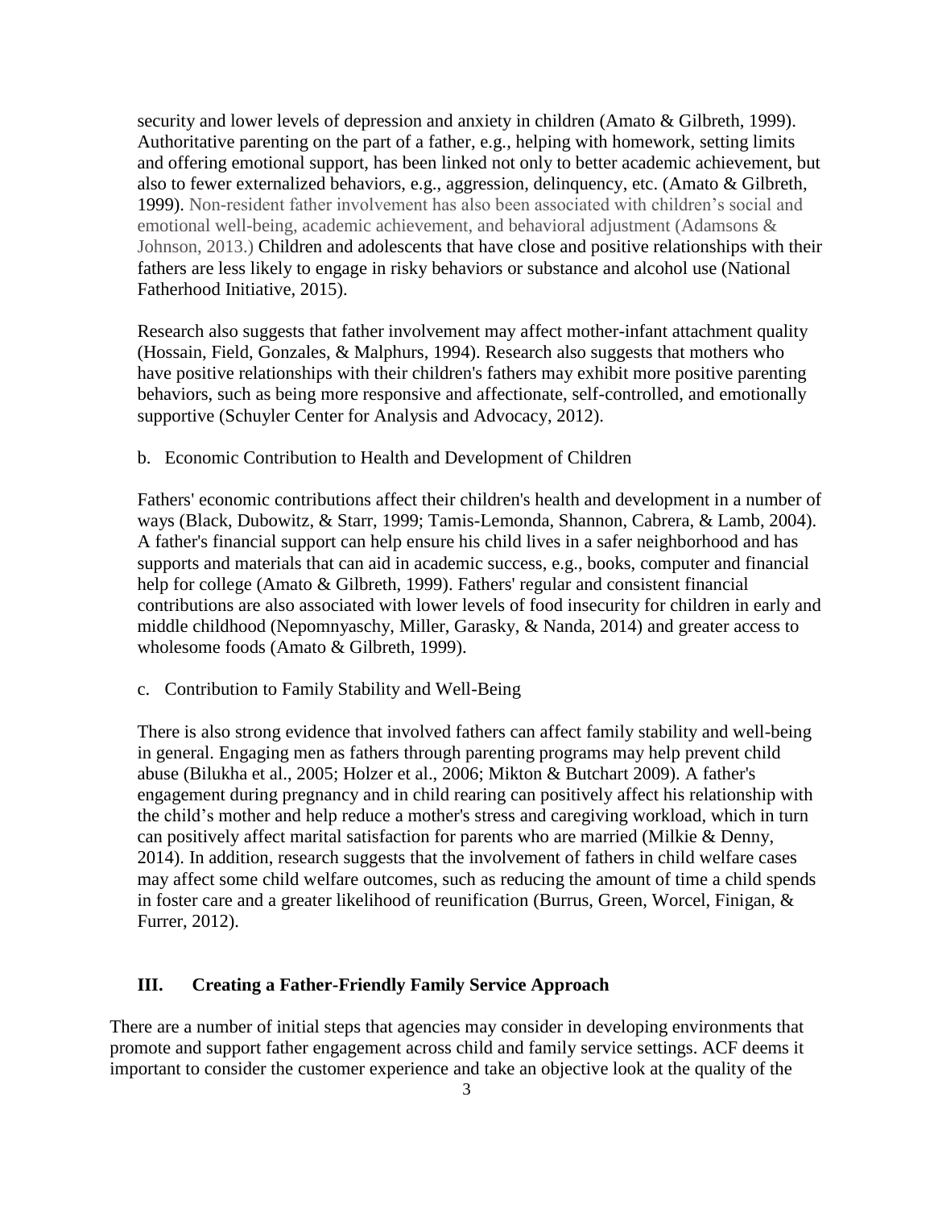security and lower levels of depression and anxiety in children (Amato & Gilbreth, 1999). Authoritative parenting on the part of a father, e.g., helping with homework, setting limits and offering emotional support, has been linked not only to better academic achievement, but also to fewer externalized behaviors, e.g., aggression, delinquency, etc. (Amato & Gilbreth, 1999). Non-resident father involvement has also been associated with children's social and emotional well-being, academic achievement, and behavioral adjustment (Adamsons & Johnson, 2013.) Children and adolescents that have close and positive relationships with their fathers are less likely to engage in risky behaviors or substance and alcohol use (National Fatherhood Initiative, 2015).

Research also suggests that father involvement may affect mother-infant attachment quality (Hossain, Field, Gonzales, & Malphurs, 1994). Research also suggests that mothers who have positive relationships with their children's fathers may exhibit more positive parenting behaviors, such as being more responsive and affectionate, self-controlled, and emotionally supportive (Schuyler Center for Analysis and Advocacy, 2012).

b. Economic Contribution to Health and Development of Children

Fathers' economic contributions affect their children's health and development in a number of ways (Black, Dubowitz, & Starr, 1999; Tamis-Lemonda, Shannon, Cabrera, & Lamb, 2004). A father's financial support can help ensure his child lives in a safer neighborhood and has supports and materials that can aid in academic success, e.g., books, computer and financial help for college (Amato & Gilbreth, 1999). Fathers' regular and consistent financial contributions are also associated with lower levels of food insecurity for children in early and middle childhood (Nepomnyaschy, Miller, Garasky, & Nanda, 2014) and greater access to wholesome foods (Amato & Gilbreth, 1999).

c. Contribution to Family Stability and Well-Being

There is also strong evidence that involved fathers can affect family stability and well-being in general. Engaging men as fathers through parenting programs may help prevent child abuse (Bilukha et al., 2005; Holzer et al., 2006; Mikton & Butchart 2009). A father's engagement during pregnancy and in child rearing can positively affect his relationship with the child's mother and help reduce a mother's stress and caregiving workload, which in turn can positively affect marital satisfaction for parents who are married (Milkie & Denny, 2014). In addition, research suggests that the involvement of fathers in child welfare cases may affect some child welfare outcomes, such as reducing the amount of time a child spends in foster care and a greater likelihood of reunification (Burrus, Green, Worcel, Finigan, & Furrer, 2012).

## III. Creating a Father-Friendly Family Service Approach

There are a number of initial steps that agencies may consider in developing environments that promote and support father engagement across child and family service settings. ACF deems it important to consider the customer experience and take an objective look at the quality of the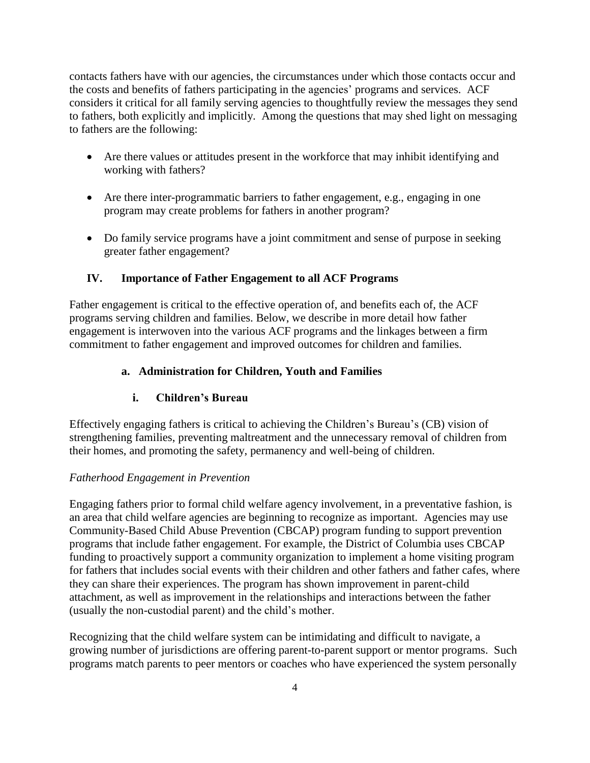contacts fathers have with our agencies, the circumstances under which those contacts occur and the costs and benefits of fathers participating in the agencies' programs and services. ACF considers it critical for all family serving agencies to thoughtfully review the messages they send to fathers, both explicitly and implicitly. Among the questions that may shed light on messaging to fathers are the following:

- Are there values or attitudes present in the workforce that may inhibit identifying and working with fathers?
- Are there inter-programmatic barriers to father engagement, e.g., engaging in one program may create problems for fathers in another program?
- Do family service programs have a joint commitment and sense of purpose in seeking greater father engagement?

## IV. Importance of Father Engagement to all ACF Programs

Father engagement is critical to the effective operation of, and benefits each of, the ACF programs serving children and families. Below, we describe in more detail how father engagement is interwoven into the various ACF programs and the linkages between a firm commitment to father engagement and improved outcomes for children and families.

### a. Administration for Children, Youth and Families

#### i. Children's Bureau

Effectively engaging fathers is critical to achieving the Children's Bureau's (CB) vision of strengthening families, preventing maltreatment and the unnecessary removal of children from their homes, and promoting the safety, permanency and well-being of children.

*Fatherhood Engagement in Prevention*

Engaging fathers prior to formal child welfare agency involvement, in a preventative fashion, is an area that child welfare agencies are beginning to recognize as important. Agencies may use Community-Based Child Abuse Prevention (CBCAP) program funding to support prevention programs that include father engagement. For example, the District of Columbia uses CBCAP funding to proactively support a community organization to implement a home visiting program for fathers that includes social events with their children and other fathers and father cafes, where they can share their experiences. The program has shown improvement in parent-child attachment, as well as improvement in the relationships and interactions between the father (usually the non-custodial parent) and the child's mother.

Recognizing that the child welfare system can be intimidating and difficult to navigate, a growing number of jurisdictions are offering parent-to-parent support or mentor programs. Such programs match parents to peer mentors or coaches who have experienced the system personally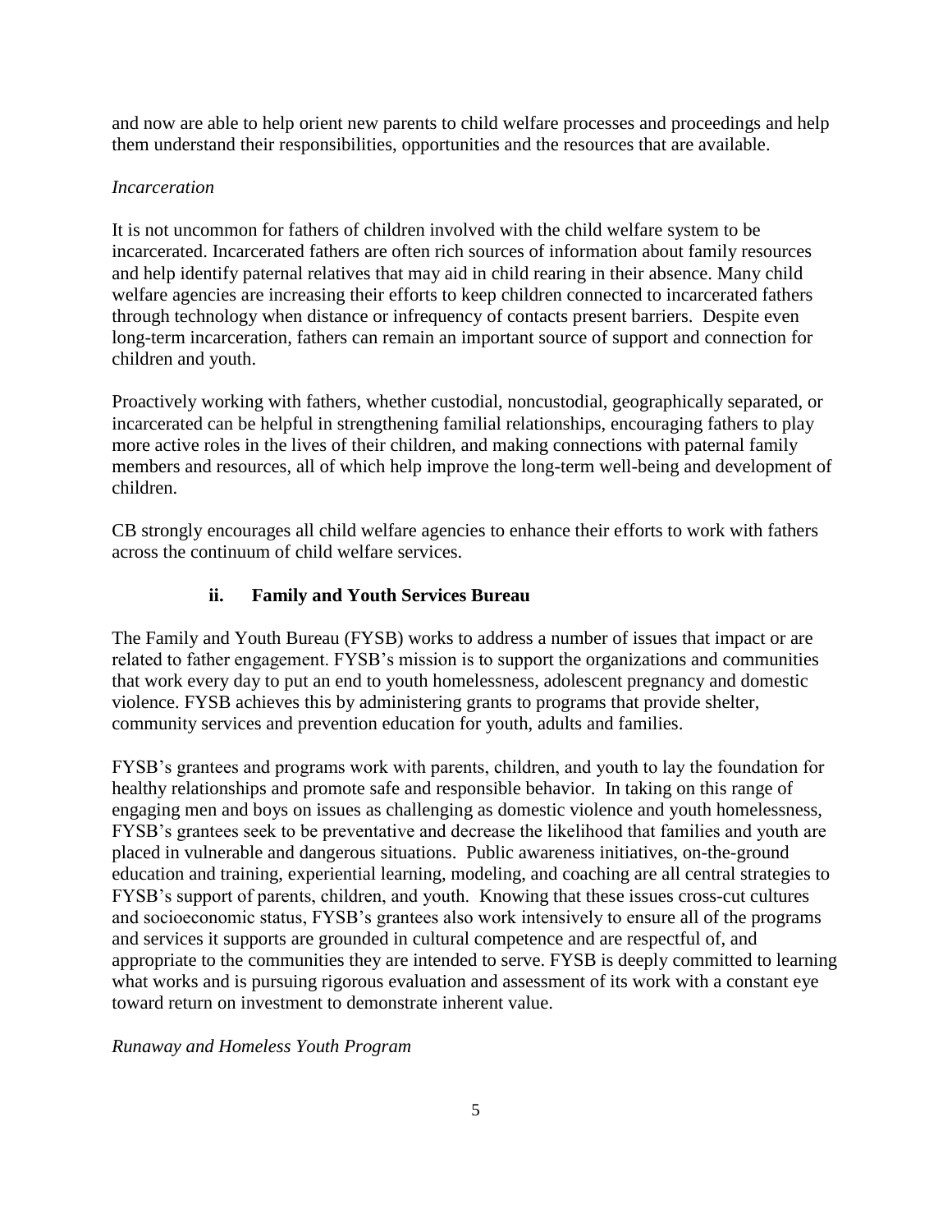and now are able to help orient new parents to child welfare processes and proceedings and help them understand their responsibilities, opportunities and the resources that are available.

*Incarceration*

It is not uncommon for fathers of children involved with the child welfare system to be incarcerated. Incarcerated fathers are often rich sources of information about family resources and help identify paternal relatives that may aid in child rearing in their absence. Many child welfare agencies are increasing their efforts to keep children connected to incarcerated fathers through technology when distance or infrequency of contacts present barriers. Despite even long-term incarceration, fathers can remain an important source of support and connection for children and youth.

Proactively working with fathers, whether custodial, noncustodial, geographically separated, or incarcerated can be helpful in strengthening familial relationships, encouraging fathers to play more active roles in the lives of their children, and making connections with paternal family members and resources, all of which help improve the long-term well-being and development of children.

CB strongly encourages all child welfare agencies to enhance their efforts to work with fathers across the continuum of child welfare services.

### ii. Family and Youth Services Bureau

The Family and Youth Bureau (FYSB) works to address a number of issues that impact or are related to father engagement. FYSB's mission is to support the organizations and communities that work every day to put an end to youth homelessness, adolescent pregnancy and domestic violence. FYSB achieves this by administering grants to programs that provide shelter, community services and prevention education for youth, adults and families.

FYSB's grantees and programs work with parents, children, and youth to lay the foundation for healthy relationships and promote safe and responsible behavior. In taking on this range of engaging men and boys on issues as challenging as domestic violence and youth homelessness, FYSB's grantees seek to be preventative and decrease the likelihood that families and youth are placed in vulnerable and dangerous situations. Public awareness initiatives, on-the-ground education and training, experiential learning, modeling, and coaching are all central strategies to FYSB's support of parents, children, and youth. Knowing that these issues cross-cut cultures and socioeconomic status, FYSB's grantees also work intensively to ensure all of the programs and services it supports are grounded in cultural competence and are respectful of, and appropriate to the communities they are intended to serve. FYSB is deeply committed to learning what works and is pursuing rigorous evaluation and assessment of its work with a constant eye toward return on investment to demonstrate inherent value.

*Runaway and Homeless Youth Program*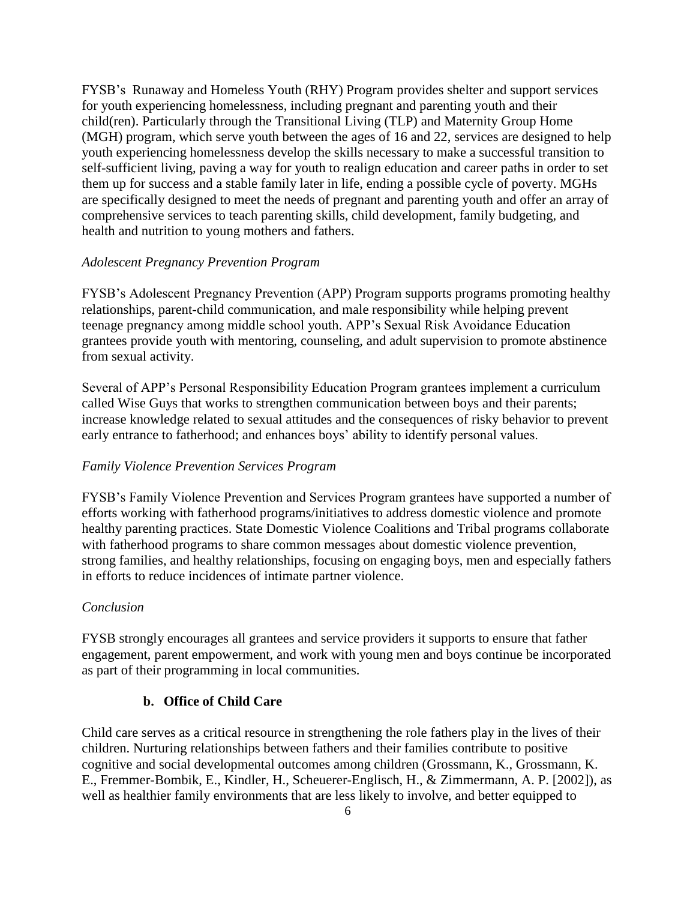FYSB's  Runaway and Homeless Youth (RHY) Program provides shelter and support services for youth experiencing homelessness, including pregnant and parenting youth and their child(ren). Particularly through the Transitional Living (TLP) and Maternity Group Home (MGH) program, which serve youth between the ages of 16 and 22, services are designed to help youth experiencing homelessness develop the skills necessary to make a successful transition to self-sufficient living, paving a way for youth to realign education and career paths in order to set them up for success and a stable family later in life, ending a possible cycle of poverty. MGHs are specifically designed to meet the needs of pregnant and parenting youth and offer an array of comprehensive services to teach parenting skills, child development, family budgeting, and health and nutrition to young mothers and fathers.

*Adolescent Pregnancy Prevention Program*

FYSB's Adolescent Pregnancy Prevention (APP) Program supports programs promoting healthy relationships, parent-child communication, and male responsibility while helping prevent teenage pregnancy among middle school youth. APP's Sexual Risk Avoidance Education grantees provide youth with mentoring, counseling, and adult supervision to promote abstinence from sexual activity.

Several of APP's Personal Responsibility Education Program grantees implement a curriculum called Wise Guys that works to strengthen communication between boys and their parents; increase knowledge related to sexual attitudes and the consequences of risky behavior to prevent early entrance to fatherhood; and enhances boys' ability to identify personal values.

*Family Violence Prevention Services Program*

FYSB's Family Violence Prevention and Services Program grantees have supported a number of efforts working with fatherhood programs/initiatives to address domestic violence and promote healthy parenting practices. State Domestic Violence Coalitions and Tribal programs collaborate with fatherhood programs to share common messages about domestic violence prevention, strong families, and healthy relationships, focusing on engaging boys, men and especially fathers in efforts to reduce incidences of intimate partner violence.

*Conclusion*

FYSB strongly encourages all grantees and service providers it supports to ensure that father engagement, parent empowerment, and work with young men and boys continue be incorporated as part of their programming in local communities.

### b. Office of Child Care

Child care serves as a critical resource in strengthening the role fathers play in the lives of their children. Nurturing relationships between fathers and their families contribute to positive cognitive and social developmental outcomes among children (Grossmann, K., Grossmann, K. E., Fremmer-Bombik, E., Kindler, H., Scheuerer-Englisch, H., & Zimmermann, A. P. [2002]), as well as healthier family environments that are less likely to involve, and better equipped to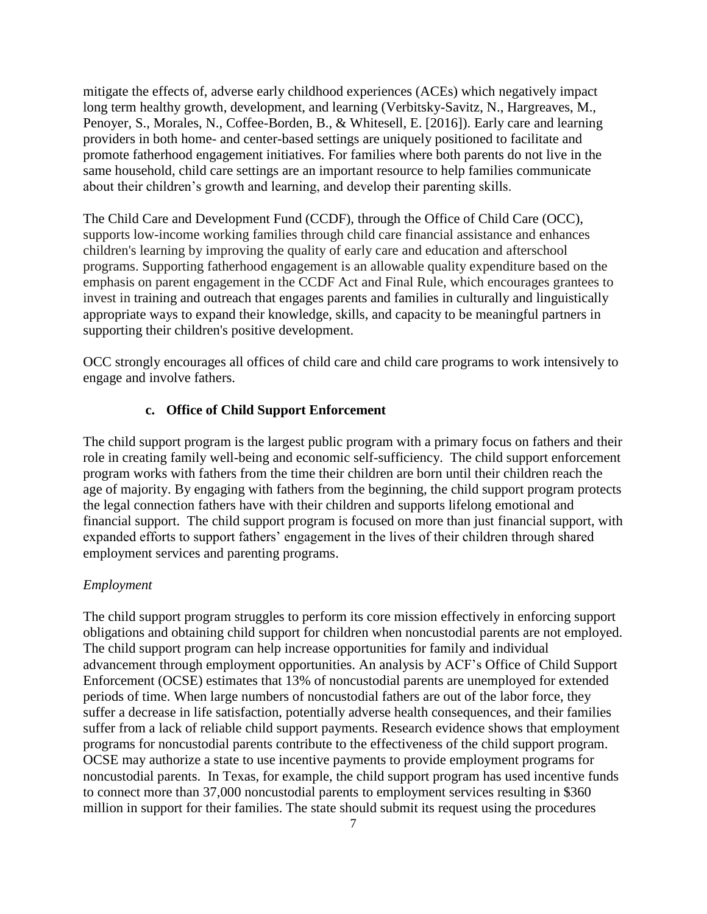mitigate the effects of, adverse early childhood experiences (ACEs) which negatively impact long term healthy growth, development, and learning (Verbitsky-Savitz, N., Hargreaves, M., Penoyer, S., Morales, N., Coffee-Borden, B., & Whitesell, E. [2016]). Early care and learning providers in both home- and center-based settings are uniquely positioned to facilitate and promote fatherhood engagement initiatives. For families where both parents do not live in the same household, child care settings are an important resource to help families communicate about their children's growth and learning, and develop their parenting skills.

The Child Care and Development Fund (CCDF), through the Office of Child Care (OCC), supports low-income working families through child care financial assistance and enhances children's learning by improving the quality of early care and education and afterschool programs. Supporting fatherhood engagement is an allowable quality expenditure based on the emphasis on parent engagement in the CCDF Act and Final Rule, which encourages grantees to invest in training and outreach that engages parents and families in culturally and linguistically appropriate ways to expand their knowledge, skills, and capacity to be meaningful partners in supporting their children's positive development.

OCC strongly encourages all offices of child care and child care programs to work intensively to engage and involve fathers.

### c. Office of Child Support Enforcement

The child support program is the largest public program with a primary focus on fathers and their role in creating family well-being and economic self-sufficiency. The child support enforcement program works with fathers from the time their children are born until their children reach the age of majority. By engaging with fathers from the beginning, the child support program protects the legal connection fathers have with their children and supports lifelong emotional and financial support. The child support program is focused on more than just financial support, with expanded efforts to support fathers' engagement in the lives of their children through shared employment services and parenting programs.

*Employment*

The child support program struggles to perform its core mission effectively in enforcing support obligations and obtaining child support for children when noncustodial parents are not employed. The child support program can help increase opportunities for family and individual advancement through employment opportunities. An analysis by ACF's Office of Child Support Enforcement (OCSE) estimates that 13% of noncustodial parents are unemployed for extended periods of time. When large numbers of noncustodial fathers are out of the labor force, they suffer a decrease in life satisfaction, potentially adverse health consequences, and their families suffer from a lack of reliable child support payments. Research evidence shows that employment programs for noncustodial parents contribute to the effectiveness of the child support program. OCSE may authorize a state to use incentive payments to provide employment programs for noncustodial parents. In Texas, for example, the child support program has used incentive funds to connect more than 37,000 noncustodial parents to employment services resulting in $360 million in support for their families. The state should submit its request using the procedures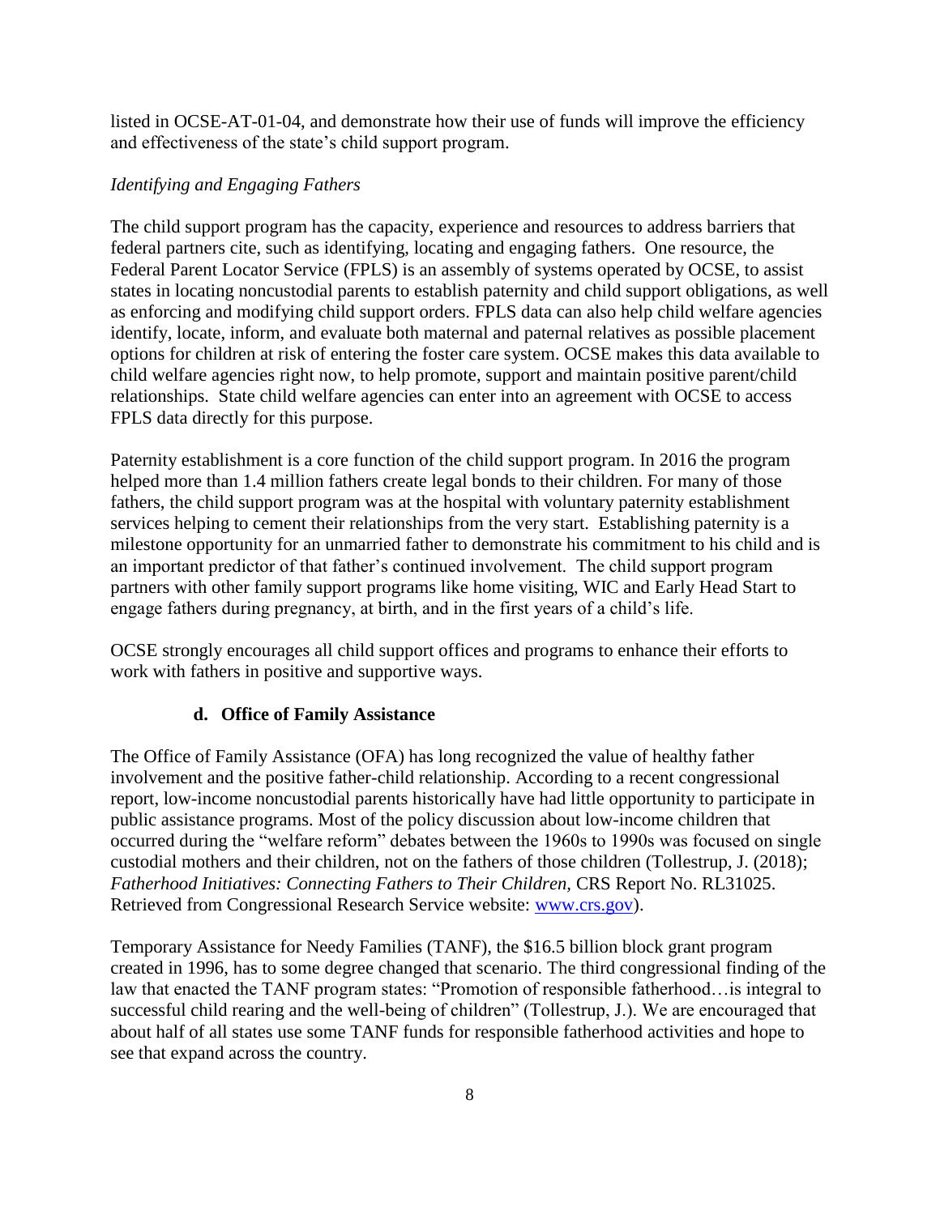listed in OCSE-AT-01-04, and demonstrate how their use of funds will improve the efficiency and effectiveness of the state's child support program.

*Identifying and Engaging Fathers*

The child support program has the capacity, experience and resources to address barriers that federal partners cite, such as identifying, locating and engaging fathers. One resource, the Federal Parent Locator Service (FPLS) is an assembly of systems operated by OCSE, to assist states in locating noncustodial parents to establish paternity and child support obligations, as well as enforcing and modifying child support orders. FPLS data can also help child welfare agencies identify, locate, inform, and evaluate both maternal and paternal relatives as possible placement options for children at risk of entering the foster care system. OCSE makes this data available to child welfare agencies right now, to help promote, support and maintain positive parent/child relationships. State child welfare agencies can enter into an agreement with OCSE to access FPLS data directly for this purpose.

Paternity establishment is a core function of the child support program. In 2016 the program helped more than 1.4 million fathers create legal bonds to their children. For many of those fathers, the child support program was at the hospital with voluntary paternity establishment services helping to cement their relationships from the very start. Establishing paternity is a milestone opportunity for an unmarried father to demonstrate his commitment to his child and is an important predictor of that father's continued involvement. The child support program partners with other family support programs like home visiting, WIC and Early Head Start to engage fathers during pregnancy, at birth, and in the first years of a child's life.

OCSE strongly encourages all child support offices and programs to enhance their efforts to work with fathers in positive and supportive ways.

### d. Office of Family Assistance

The Office of Family Assistance (OFA) has long recognized the value of healthy father involvement and the positive father-child relationship. According to a recent congressional report, low-income noncustodial parents historically have had little opportunity to participate in public assistance programs. Most of the policy discussion about low-income children that occurred during the "welfare reform" debates between the 1960s to 1990s was focused on single custodial mothers and their children, not on the fathers of those children (Tollestrup, J. (2018); *Fatherhood Initiatives: Connecting Fathers to Their Children,* CRS Report No. RL31025. Retrieved from Congressional Research Service website: [www.crs.gov](http://www.crs.gov)).

Temporary Assistance for Needy Families (TANF), the $16.5 billion block grant program created in 1996, has to some degree changed that scenario. The third congressional finding of the law that enacted the TANF program states: "Promotion of responsible fatherhood…is integral to successful child rearing and the well-being of children" (Tollestrup, J.). We are encouraged that about half of all states use some TANF funds for responsible fatherhood activities and hope to see that expand across the country.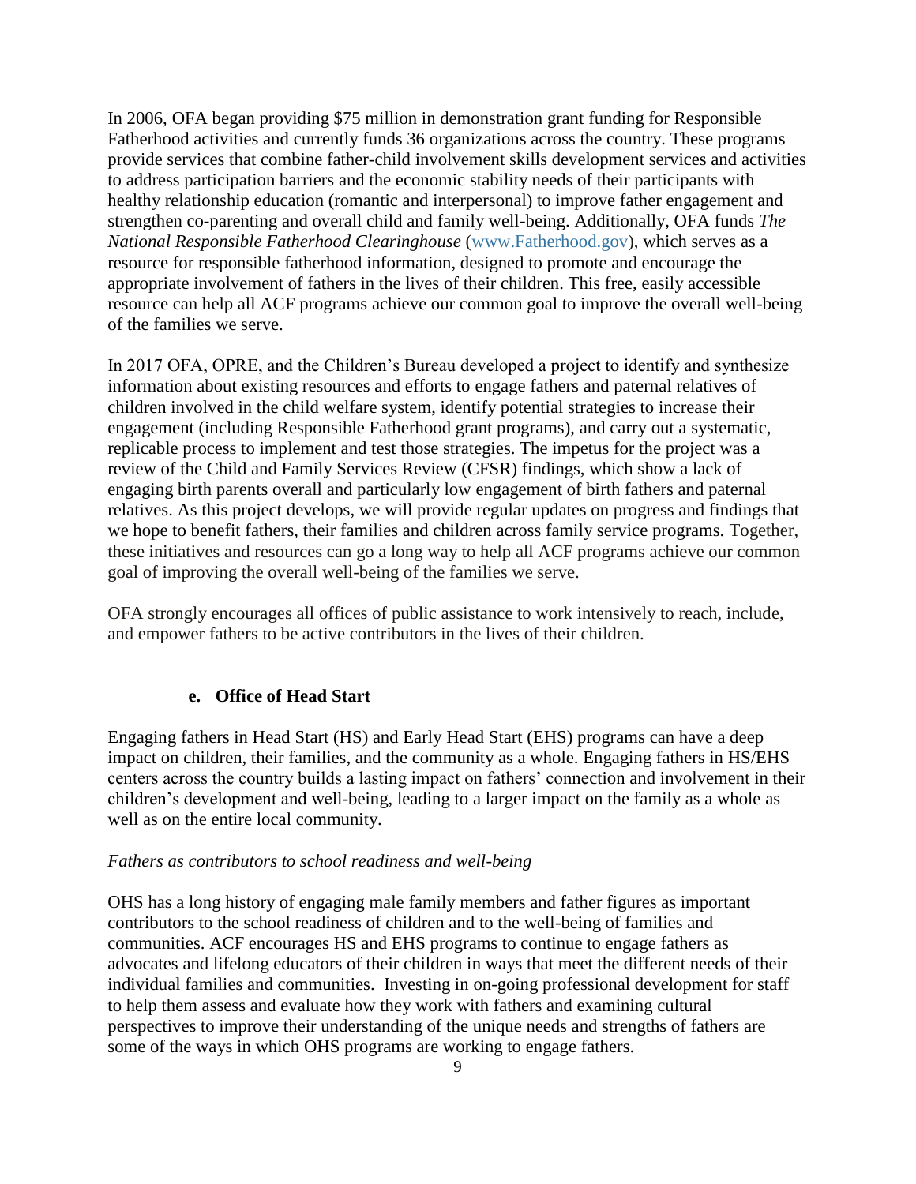In 2006, OFA began providing $75 million in demonstration grant funding for Responsible Fatherhood activities and currently funds 36 organizations across the country. These programs provide services that combine father-child involvement skills development services and activities to address participation barriers and the economic stability needs of their participants with healthy relationship education (romantic and interpersonal) to improve father engagement and strengthen co-parenting and overall child and family well-being. Additionally, OFA funds *The National Responsible Fatherhood Clearinghouse* (www.Fatherhood.gov), which serves as a resource for responsible fatherhood information, designed to promote and encourage the appropriate involvement of fathers in the lives of their children. This free, easily accessible resource can help all ACF programs achieve our common goal to improve the overall well-being of the families we serve.

In 2017 OFA, OPRE, and the Children's Bureau developed a project to identify and synthesize information about existing resources and efforts to engage fathers and paternal relatives of children involved in the child welfare system, identify potential strategies to increase their engagement (including Responsible Fatherhood grant programs), and carry out a systematic, replicable process to implement and test those strategies. The impetus for the project was a review of the Child and Family Services Review (CFSR) findings, which show a lack of engaging birth parents overall and particularly low engagement of birth fathers and paternal relatives. As this project develops, we will provide regular updates on progress and findings that we hope to benefit fathers, their families and children across family service programs. Together, these initiatives and resources can go a long way to help all ACF programs achieve our common goal of improving the overall well-being of the families we serve.

OFA strongly encourages all offices of public assistance to work intensively to reach, include, and empower fathers to be active contributors in the lives of their children.

#### e. Office of Head Start

Engaging fathers in Head Start (HS) and Early Head Start (EHS) programs can have a deep impact on children, their families, and the community as a whole. Engaging fathers in HS/EHS centers across the country builds a lasting impact on fathers' connection and involvement in their children's development and well-being, leading to a larger impact on the family as a whole as well as on the entire local community.

*Fathers as contributors to school readiness and well-being*

OHS has a long history of engaging male family members and father figures as important contributors to the school readiness of children and to the well-being of families and communities. ACF encourages HS and EHS programs to continue to engage fathers as advocates and lifelong educators of their children in ways that meet the different needs of their individual families and communities. Investing in on-going professional development for staff to help them assess and evaluate how they work with fathers and examining cultural perspectives to improve their understanding of the unique needs and strengths of fathers are some of the ways in which OHS programs are working to engage fathers.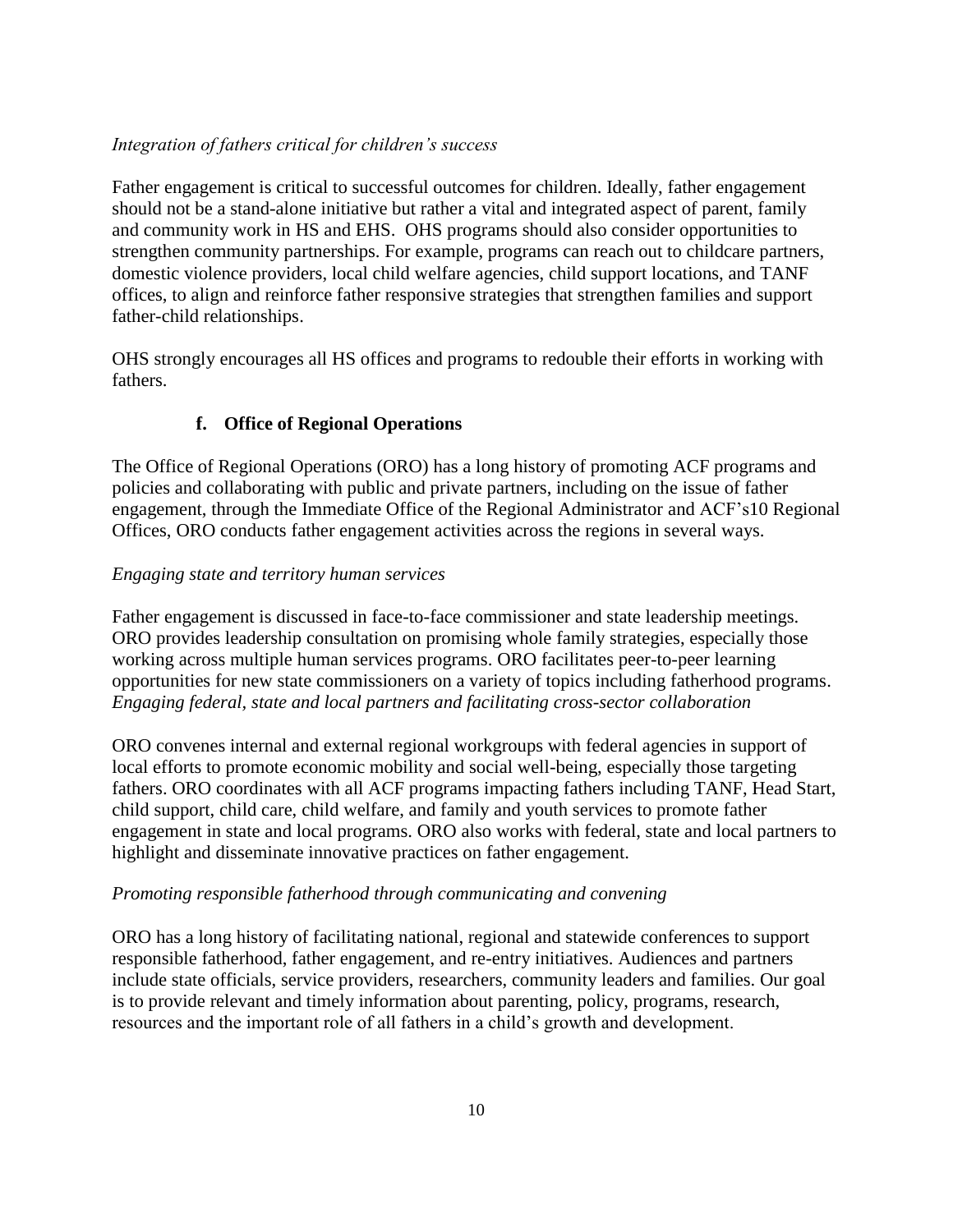*Integration of fathers critical for children's success*

Father engagement is critical to successful outcomes for children. Ideally, father engagement should not be a stand-alone initiative but rather a vital and integrated aspect of parent, family and community work in HS and EHS. OHS programs should also consider opportunities to strengthen community partnerships. For example, programs can reach out to childcare partners, domestic violence providers, local child welfare agencies, child support locations, and TANF offices, to align and reinforce father responsive strategies that strengthen families and support father-child relationships.

OHS strongly encourages all HS offices and programs to redouble their efforts in working with fathers.

### f. Office of Regional Operations

The Office of Regional Operations (ORO) has a long history of promoting ACF programs and policies and collaborating with public and private partners, including on the issue of father engagement, through the Immediate Office of the Regional Administrator and ACF's10 Regional Offices, ORO conducts father engagement activities across the regions in several ways.

*Engaging state and territory human services*

Father engagement is discussed in face-to-face commissioner and state leadership meetings. ORO provides leadership consultation on promising whole family strategies, especially those working across multiple human services programs. ORO facilitates peer-to-peer learning opportunities for new state commissioners on a variety of topics including fatherhood programs.

*Engaging federal, state and local partners and facilitating cross-sector collaboration*

ORO convenes internal and external regional workgroups with federal agencies in support of local efforts to promote economic mobility and social well-being, especially those targeting fathers. ORO coordinates with all ACF programs impacting fathers including TANF, Head Start, child support, child care, child welfare, and family and youth services to promote father engagement in state and local programs. ORO also works with federal, state and local partners to highlight and disseminate innovative practices on father engagement.

*Promoting responsible fatherhood through communicating and convening*

ORO has a long history of facilitating national, regional and statewide conferences to support responsible fatherhood, father engagement, and re-entry initiatives. Audiences and partners include state officials, service providers, researchers, community leaders and families. Our goal is to provide relevant and timely information about parenting, policy, programs, research, resources and the important role of all fathers in a child's growth and development.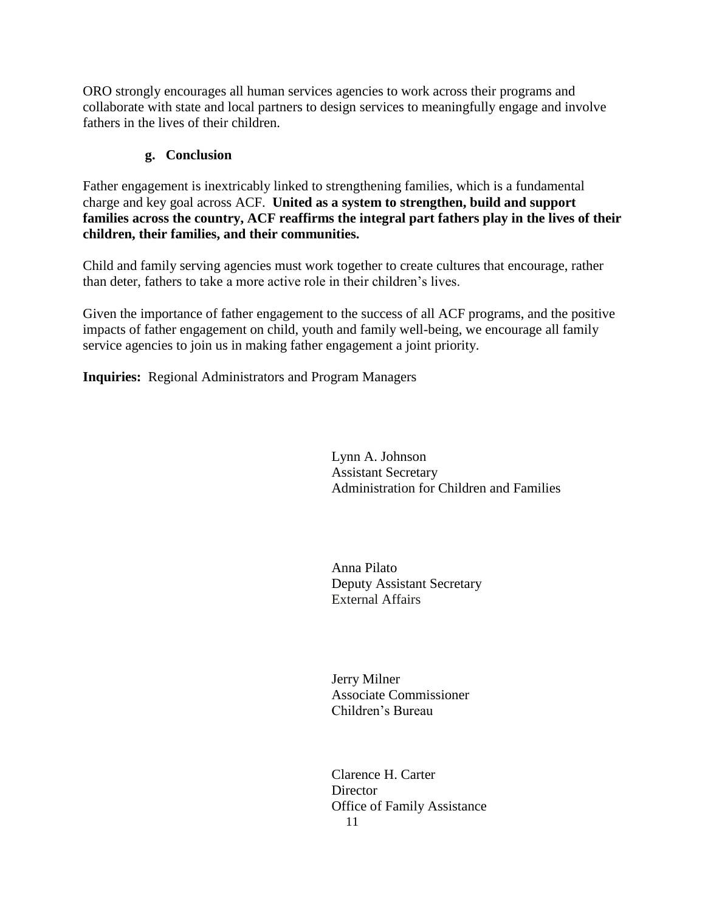ORO strongly encourages all human services agencies to work across their programs and collaborate with state and local partners to design services to meaningfully engage and involve fathers in the lives of their children.

### g. Conclusion

Father engagement is inextricably linked to strengthening families, which is a fundamental charge and key goal across ACF. **United as a system to strengthen, build and support families across the country, ACF reaffirms the integral part fathers play in the lives of their children, their families, and their communities.**

Child and family serving agencies must work together to create cultures that encourage, rather than deter, fathers to take a more active role in their children's lives.

Given the importance of father engagement to the success of all ACF programs, and the positive impacts of father engagement on child, youth and family well-being, we encourage all family service agencies to join us in making father engagement a joint priority.

**Inquiries:** Regional Administrators and Program Managers

Lynn A. Johnson
Assistant Secretary
Administration for Children and Families

Anna Pilato
Deputy Assistant Secretary
External Affairs

Jerry Milner
Associate Commissioner
Children's Bureau

Clarence H. Carter
Director
Office of Family Assistance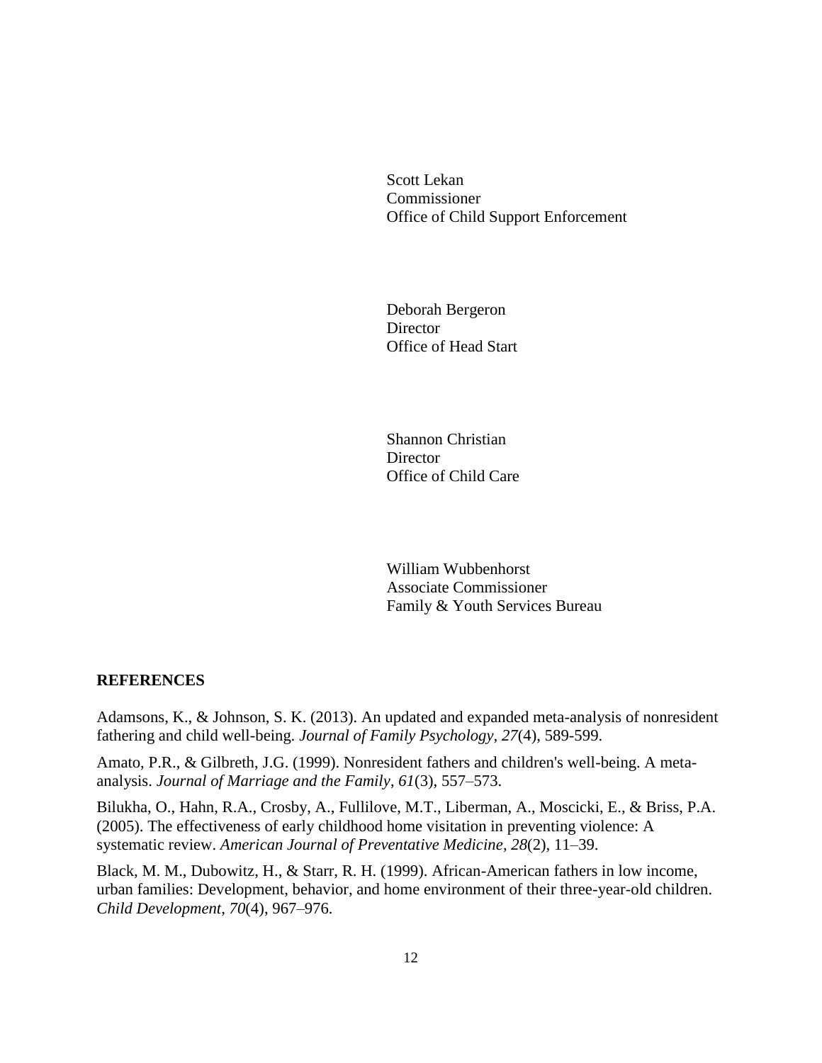Scott Lekan
Commissioner
Office of Child Support Enforcement

Deborah Bergeron
Director
Office of Head Start

Shannon Christian
Director
Office of Child Care

William Wubbenhorst
Associate Commissioner
Family & Youth Services Bureau

## REFERENCES

Adamsons, K., & Johnson, S. K. (2013). An updated and expanded meta-analysis of nonresident fathering and child well-being. *Journal of Family Psychology*, *27*(4), 589-599.

Amato, P.R., & Gilbreth, J.G. (1999). Nonresident fathers and children's well-being. A meta-analysis. *Journal of Marriage and the Family*, *61*(3), 557–573.

Bilukha, O., Hahn, R.A., Crosby, A., Fullilove, M.T., Liberman, A., Moscicki, E., & Briss, P.A. (2005). The effectiveness of early childhood home visitation in preventing violence: A systematic review. *American Journal of Preventative Medicine*, *28*(2), 11–39.

Black, M. M., Dubowitz, H., & Starr, R. H. (1999). African-American fathers in low income, urban families: Development, behavior, and home environment of their three-year-old children. *Child Development*, *70*(4), 967–976.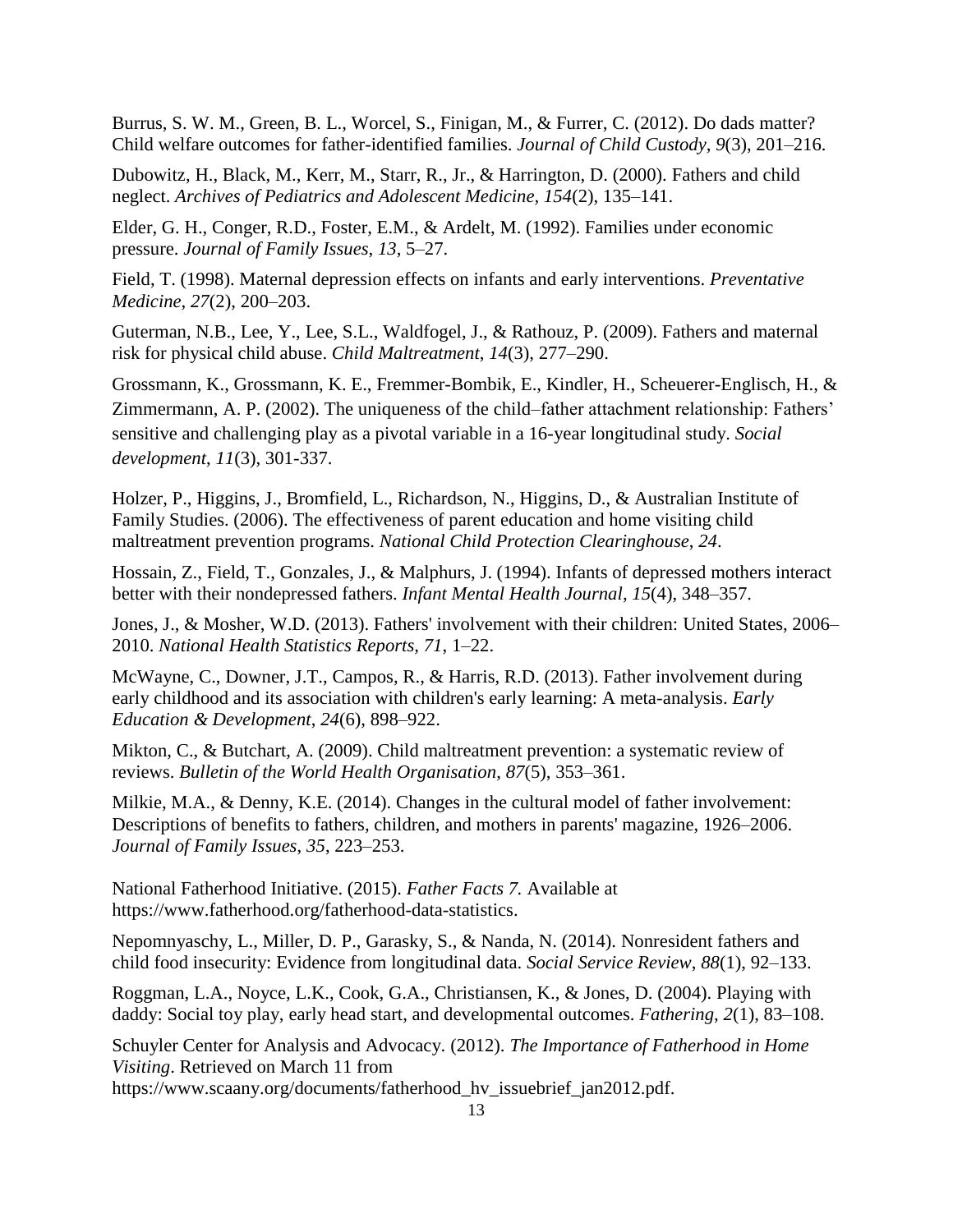Burrus, S. W. M., Green, B. L., Worcel, S., Finigan, M., & Furrer, C. (2012). Do dads matter? Child welfare outcomes for father-identified families. *Journal of Child Custody*, *9*(3), 201–216.

Dubowitz, H., Black, M., Kerr, M., Starr, R., Jr., & Harrington, D. (2000). Fathers and child neglect. *Archives of Pediatrics and Adolescent Medicine, 154*(2), 135–141.

Elder, G. H., Conger, R.D., Foster, E.M., & Ardelt, M. (1992). Families under economic pressure. *Journal of Family Issues*, *13*, 5–27.

Field, T. (1998). Maternal depression effects on infants and early interventions. *Preventative Medicine, 27*(2), 200–203.

Guterman, N.B., Lee, Y., Lee, S.L., Waldfogel, J., & Rathouz, P. (2009). Fathers and maternal risk for physical child abuse. *Child Maltreatment*, *14*(3), 277–290.

Grossmann, K., Grossmann, K. E., Fremmer‐Bombik, E., Kindler, H., Scheuerer‐Englisch, H., & Zimmermann, A. P. (2002). The uniqueness of the child–father attachment relationship: Fathers' sensitive and challenging play as a pivotal variable in a 16‐year longitudinal study. *Social development*, *11*(3), 301-337.

Holzer, P., Higgins, J., Bromfield, L., Richardson, N., Higgins, D., & Australian Institute of Family Studies. (2006). The effectiveness of parent education and home visiting child maltreatment prevention programs. *National Child Protection Clearinghouse*, *24*.

Hossain, Z., Field, T., Gonzales, J., & Malphurs, J. (1994). Infants of depressed mothers interact better with their nondepressed fathers. *Infant Mental Health Journal*, *15*(4), 348–357.

Jones, J., & Mosher, W.D. (2013). Fathers' involvement with their children: United States, 2006–2010. *National Health Statistics Reports, 71*, 1–22.

McWayne, C., Downer, J.T., Campos, R., & Harris, R.D. (2013). Father involvement during early childhood and its association with children's early learning: A meta-analysis. *Early Education & Development*, *24*(6), 898–922.

Mikton, C., & Butchart, A. (2009). Child maltreatment prevention: a systematic review of reviews. *Bulletin of the World Health Organisation*, *87*(5), 353–361.

Milkie, M.A., & Denny, K.E. (2014). Changes in the cultural model of father involvement: Descriptions of benefits to fathers, children, and mothers in parents' magazine, 1926–2006. *Journal of Family Issues*, *35*, 223–253.

National Fatherhood Initiative. (2015). *Father Facts 7.* Available at https://www.fatherhood.org/fatherhood-data-statistics.

Nepomnyaschy, L., Miller, D. P., Garasky, S., & Nanda, N. (2014). Nonresident fathers and child food insecurity: Evidence from longitudinal data. *Social Service Review*, *88*(1), 92–133.

Roggman, L.A., Noyce, L.K., Cook, G.A., Christiansen, K., & Jones, D. (2004). Playing with daddy: Social toy play, early head start, and developmental outcomes. *Fathering*, *2*(1), 83–108.

Schuyler Center for Analysis and Advocacy. (2012). *The Importance of Fatherhood in Home Visiting*. Retrieved on March 11 from https://www.scaany.org/documents/fatherhood_hv_issuebrief_jan2012.pdf.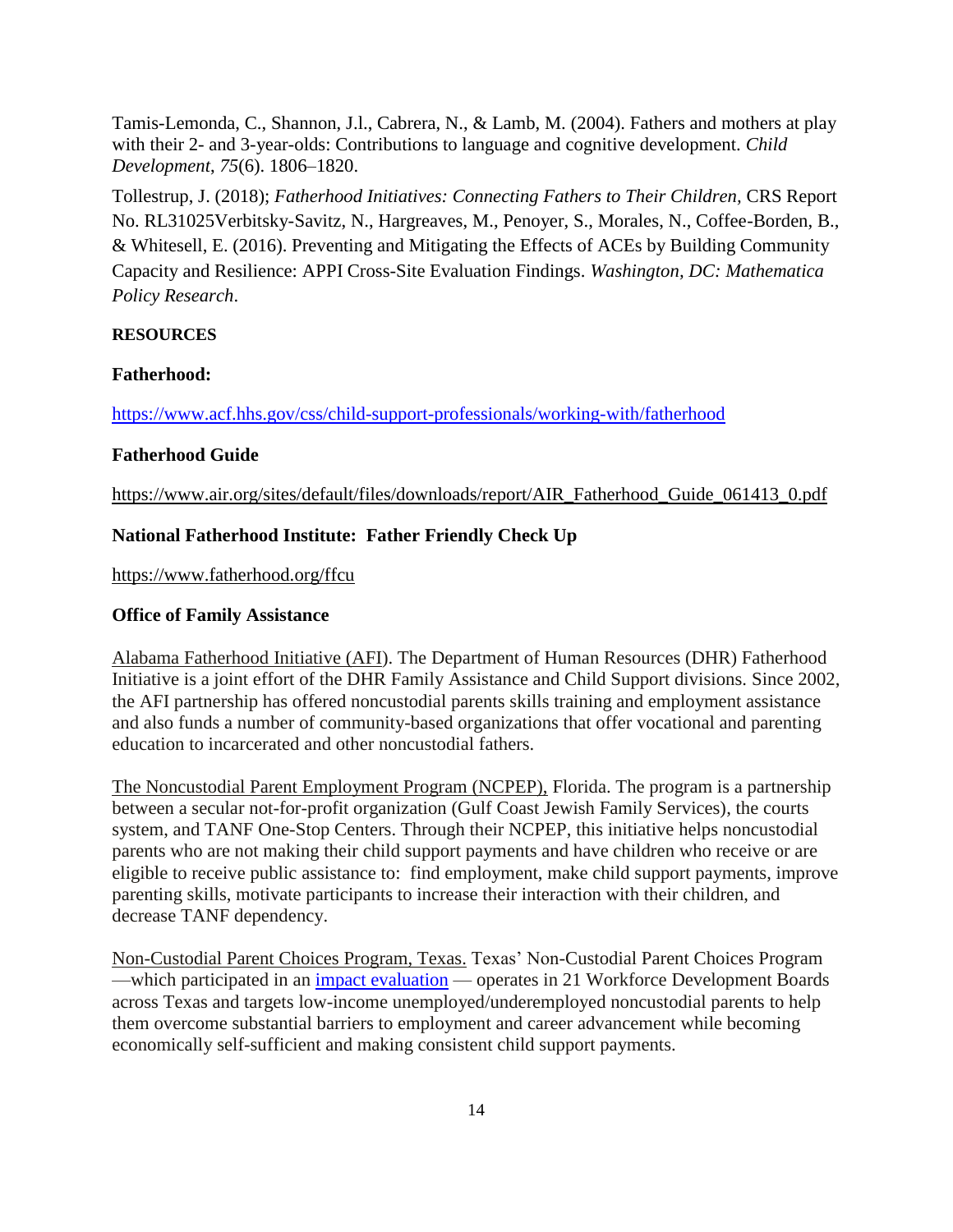Tamis-Lemonda, C., Shannon, J.l., Cabrera, N., & Lamb, M. (2004). Fathers and mothers at play with their 2- and 3-year-olds: Contributions to language and cognitive development. *Child Development*, *75*(6). 1806–1820.

Tollestrup, J. (2018); *Fatherhood Initiatives: Connecting Fathers to Their Children,* CRS Report No. RL31025Verbitsky-Savitz, N., Hargreaves, M., Penoyer, S., Morales, N., Coffee-Borden, B., & Whitesell, E. (2016). Preventing and Mitigating the Effects of ACEs by Building Community Capacity and Resilience: APPI Cross-Site Evaluation Findings. *Washington, DC: Mathematica Policy Research*.

**RESOURCES**

**Fatherhood:**

https://www.acf.hhs.gov/css/child-support-professionals/working-with/fatherhood

**Fatherhood Guide**

https://www.air.org/sites/default/files/downloads/report/AIR_Fatherhood_Guide_061413_0.pdf

**National Fatherhood Institute: Father Friendly Check Up**

https://www.fatherhood.org/ffcu

**Office of Family Assistance**

Alabama Fatherhood Initiative (AFI). The Department of Human Resources (DHR) Fatherhood Initiative is a joint effort of the DHR Family Assistance and Child Support divisions. Since 2002, the AFI partnership has offered noncustodial parents skills training and employment assistance and also funds a number of community-based organizations that offer vocational and parenting education to incarcerated and other noncustodial fathers.

The Noncustodial Parent Employment Program (NCPEP), Florida. The program is a partnership between a secular not-for-profit organization (Gulf Coast Jewish Family Services), the courts system, and TANF One-Stop Centers. Through their NCPEP, this initiative helps noncustodial parents who are not making their child support payments and have children who receive or are eligible to receive public assistance to: find employment, make child support payments, improve parenting skills, motivate participants to increase their interaction with their children, and decrease TANF dependency.

Non-Custodial Parent Choices Program, Texas. Texas' Non-Custodial Parent Choices Program —which participated in an impact evaluation — operates in 21 Workforce Development Boards across Texas and targets low-income unemployed/underemployed noncustodial parents to help them overcome substantial barriers to employment and career advancement while becoming economically self-sufficient and making consistent child support payments.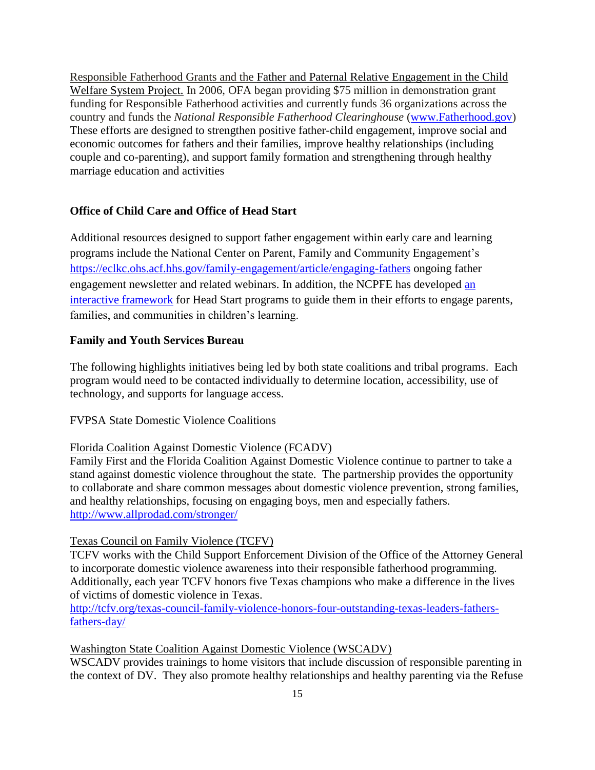Responsible Fatherhood Grants and the Father and Paternal Relative Engagement in the Child Welfare System Project. In 2006, OFA began providing $75 million in demonstration grant funding for Responsible Fatherhood activities and currently funds 36 organizations across the country and funds the *National Responsible Fatherhood Clearinghouse* ([www.Fatherhood.gov](http://www.Fatherhood.gov)) These efforts are designed to strengthen positive father-child engagement, improve social and economic outcomes for fathers and their families, improve healthy relationships (including couple and co-parenting), and support family formation and strengthening through healthy marriage education and activities

**Office of Child Care and Office of Head Start**

Additional resources designed to support father engagement within early care and learning programs include the National Center on Parent, Family and Community Engagement's [https://eclkc.ohs.acf.hhs.gov/family-engagement/article/engaging-fathers](https://eclkc.ohs.acf.hhs.gov/family-engagement/article/engaging-fathers) ongoing father engagement newsletter and related webinars. In addition, the NCPFE has developed an interactive framework for Head Start programs to guide them in their efforts to engage parents, families, and communities in children's learning.

**Family and Youth Services Bureau**

The following highlights initiatives being led by both state coalitions and tribal programs. Each program would need to be contacted individually to determine location, accessibility, use of technology, and supports for language access.

FVPSA State Domestic Violence Coalitions

Florida Coalition Against Domestic Violence (FCADV)
Family First and the Florida Coalition Against Domestic Violence continue to partner to take a stand against domestic violence throughout the state. The partnership provides the opportunity to collaborate and share common messages about domestic violence prevention, strong families, and healthy relationships, focusing on engaging boys, men and especially fathers.
[http://www.allprodad.com/stronger/](http://www.allprodad.com/stronger/)

Texas Council on Family Violence (TCFV)
TCFV works with the Child Support Enforcement Division of the Office of the Attorney General to incorporate domestic violence awareness into their responsible fatherhood programming. Additionally, each year TCFV honors five Texas champions who make a difference in the lives of victims of domestic violence in Texas.
[http://tcfv.org/texas-council-family-violence-honors-four-outstanding-texas-leaders-fathers-fathers-day/](http://tcfv.org/texas-council-family-violence-honors-four-outstanding-texas-leaders-fathers-fathers-day/)

Washington State Coalition Against Domestic Violence (WSCADV)
WSCADV provides trainings to home visitors that include discussion of responsible parenting in the context of DV. They also promote healthy relationships and healthy parenting via the Refuse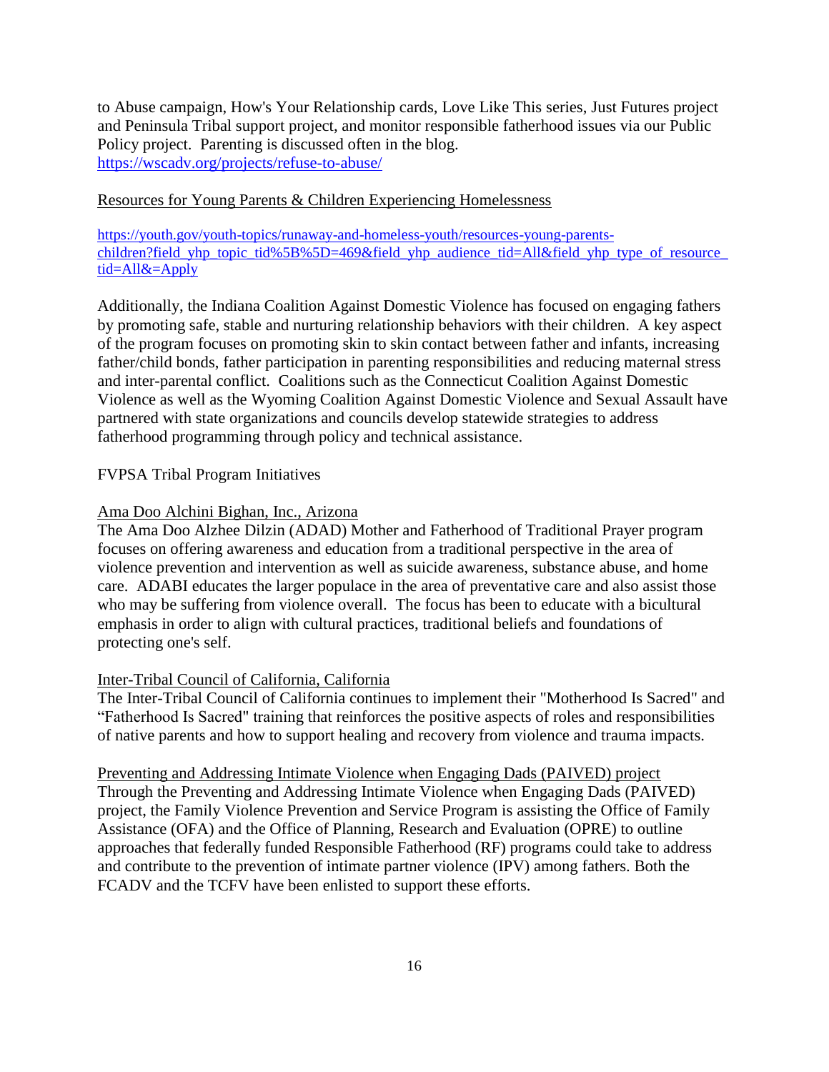to Abuse campaign, How's Your Relationship cards, Love Like This series, Just Futures project and Peninsula Tribal support project, and monitor responsible fatherhood issues via our Public Policy project. Parenting is discussed often in the blog.
https://wscadv.org/projects/refuse-to-abuse/

Resources for Young Parents & Children Experiencing Homelessness

https://youth.gov/youth-topics/runaway-and-homeless-youth/resources-young-parents-children?field_yhp_topic_tid%5B%5D=469&field_yhp_audience_tid=All&field_yhp_type_of_resource_tid=All&=Apply

Additionally, the Indiana Coalition Against Domestic Violence has focused on engaging fathers by promoting safe, stable and nurturing relationship behaviors with their children. A key aspect of the program focuses on promoting skin to skin contact between father and infants, increasing father/child bonds, father participation in parenting responsibilities and reducing maternal stress and inter-parental conflict. Coalitions such as the Connecticut Coalition Against Domestic Violence as well as the Wyoming Coalition Against Domestic Violence and Sexual Assault have partnered with state organizations and councils develop statewide strategies to address fatherhood programming through policy and technical assistance.

FVPSA Tribal Program Initiatives

Ama Doo Alchini Bighan, Inc., Arizona

The Ama Doo Alzhee Dilzin (ADAD) Mother and Fatherhood of Traditional Prayer program focuses on offering awareness and education from a traditional perspective in the area of violence prevention and intervention as well as suicide awareness, substance abuse, and home care. ADABI educates the larger populace in the area of preventative care and also assist those who may be suffering from violence overall. The focus has been to educate with a bicultural emphasis in order to align with cultural practices, traditional beliefs and foundations of protecting one's self.

Inter-Tribal Council of California, California

The Inter-Tribal Council of California continues to implement their "Motherhood Is Sacred" and "Fatherhood Is Sacred" training that reinforces the positive aspects of roles and responsibilities of native parents and how to support healing and recovery from violence and trauma impacts.

Preventing and Addressing Intimate Violence when Engaging Dads (PAIVED) project

Through the Preventing and Addressing Intimate Violence when Engaging Dads (PAIVED) project, the Family Violence Prevention and Service Program is assisting the Office of Family Assistance (OFA) and the Office of Planning, Research and Evaluation (OPRE) to outline approaches that federally funded Responsible Fatherhood (RF) programs could take to address and contribute to the prevention of intimate partner violence (IPV) among fathers. Both the FCADV and the TCFV have been enlisted to support these efforts.